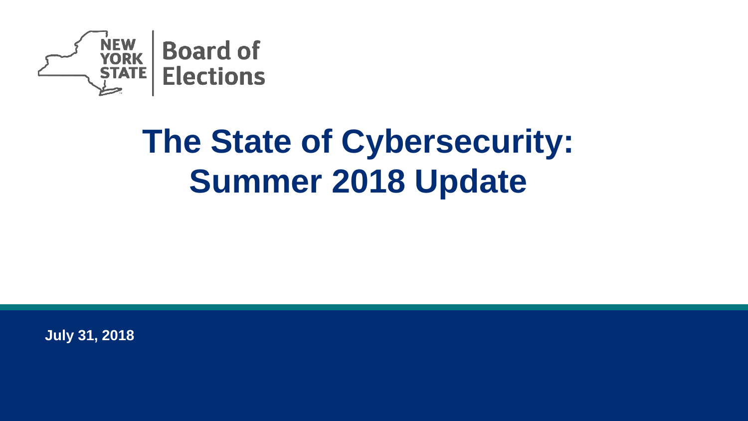New York State Board of Elections

# The State of Cybersecurity: Summer 2018 Update

**July 31, 2018**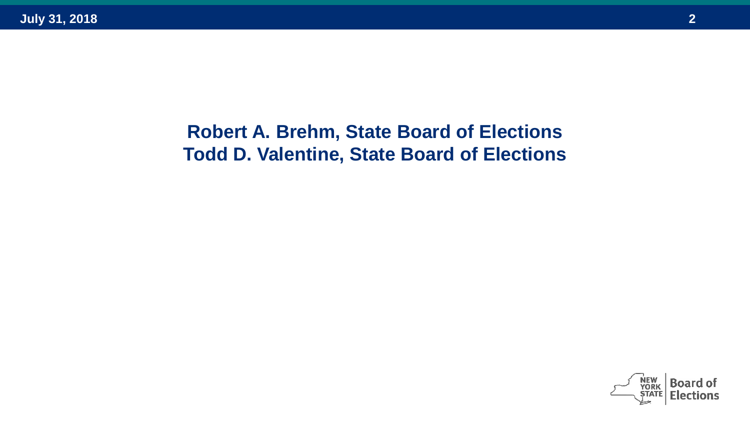**Robert A. Brehm, State Board of Elections**
**Todd D. Valentine, State Board of Elections**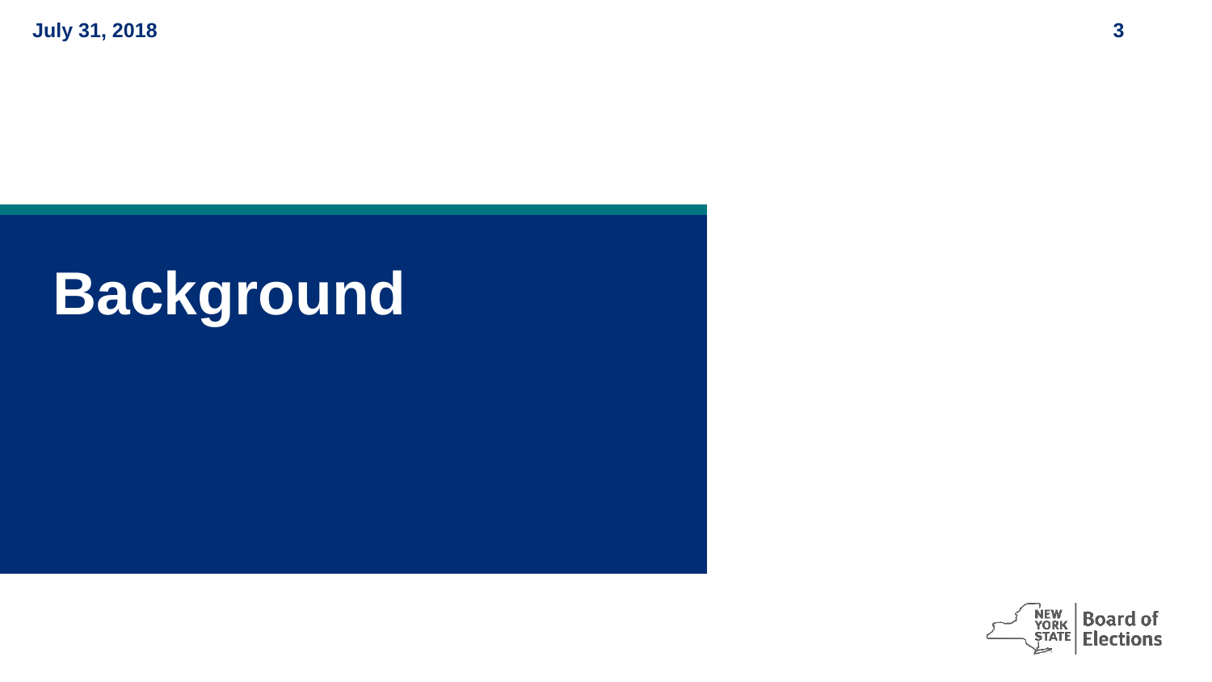# Background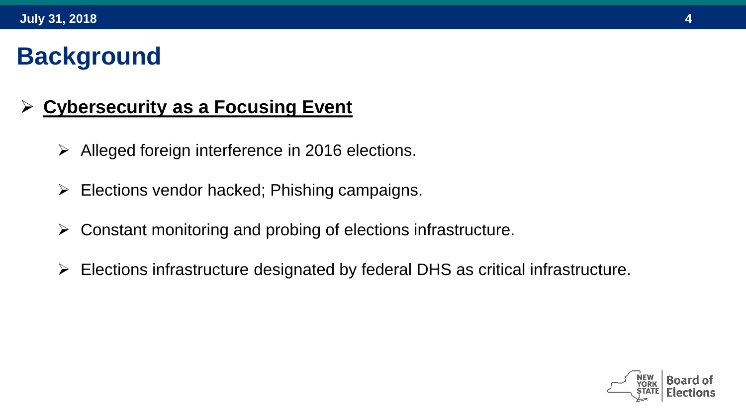# Background

- **Cybersecurity as a Focusing Event**
  - Alleged foreign interference in 2016 elections.
  - Elections vendor hacked; Phishing campaigns.
  - Constant monitoring and probing of elections infrastructure.
  - Elections infrastructure designated by federal DHS as critical infrastructure.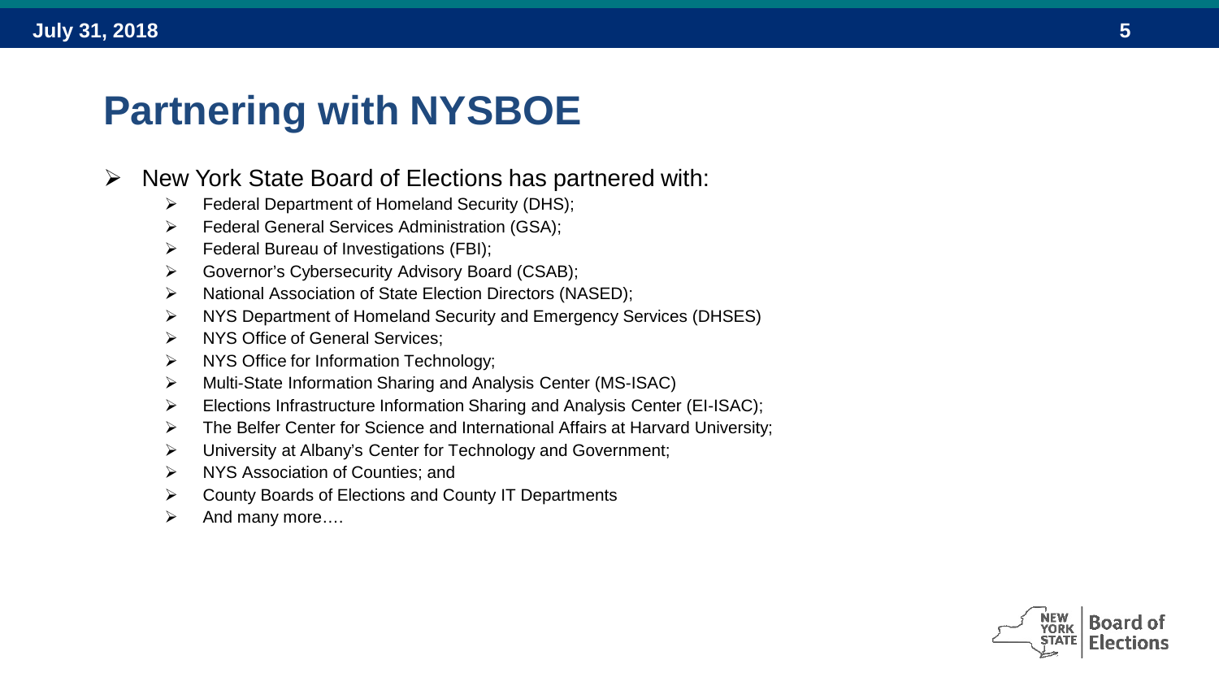# Partnering with NYSBOE

- New York State Board of Elections has partnered with:
  - Federal Department of Homeland Security (DHS);
  - Federal General Services Administration (GSA);
  - Federal Bureau of Investigations (FBI);
  - Governor's Cybersecurity Advisory Board (CSAB);
  - National Association of State Election Directors (NASED);
  - NYS Department of Homeland Security and Emergency Services (DHSES)
  - NYS Office of General Services;
  - NYS Office for Information Technology;
  - Multi-State Information Sharing and Analysis Center (MS-ISAC)
  - Elections Infrastructure Information Sharing and Analysis Center (EI-ISAC);
  - The Belfer Center for Science and International Affairs at Harvard University;
  - University at Albany's Center for Technology and Government;
  - NYS Association of Counties; and
  - County Boards of Elections and County IT Departments
  - And many more….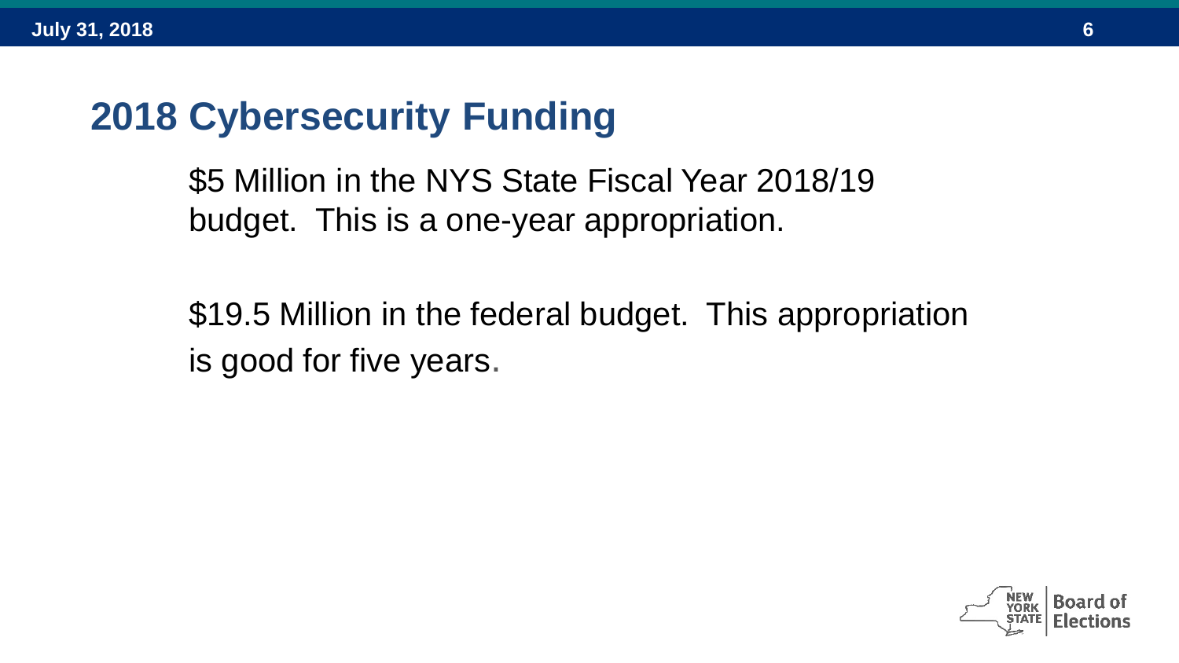## 2018 Cybersecurity Funding

$5 Million in the NYS State Fiscal Year 2018/19 budget. This is a one-year appropriation.

$19.5 Million in the federal budget. This appropriation is good for five years.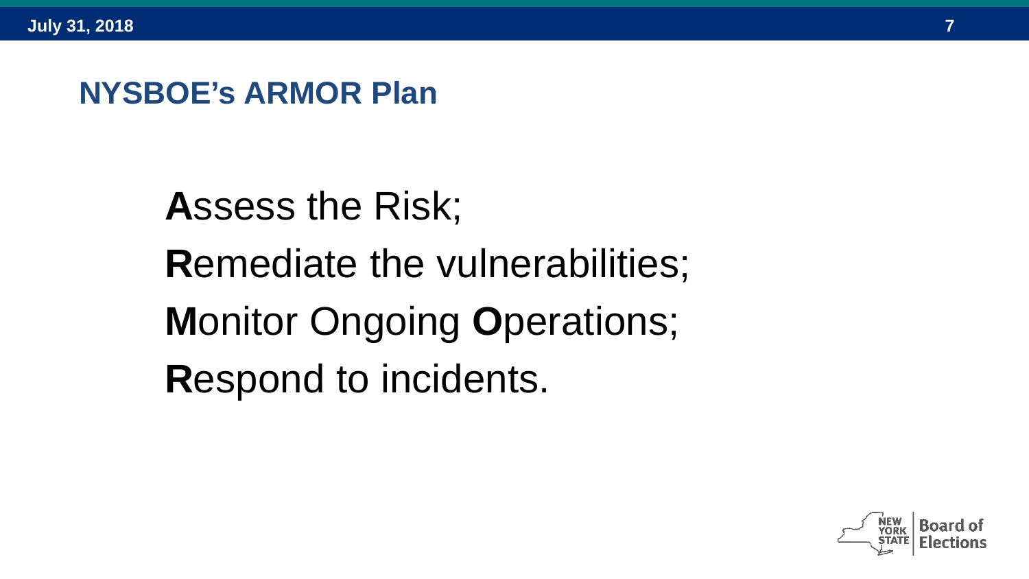## NYSBOE's ARMOR Plan

**A**ssess the Risk;

**R**emediate the vulnerabilities;

**M**onitor Ongoing **O**perations;

**R**espond to incidents.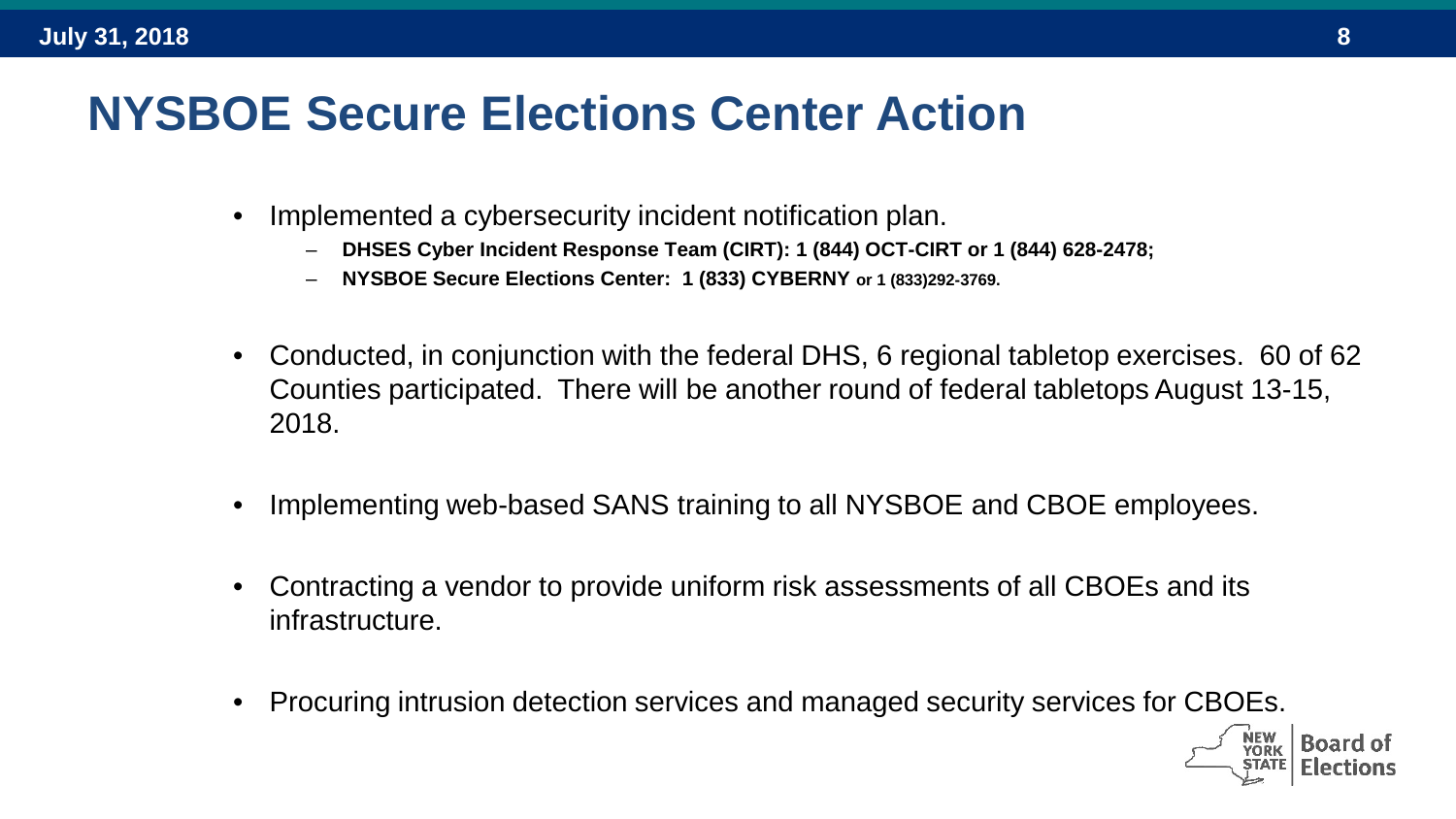# NYSBOE Secure Elections Center Action

- Implemented a cybersecurity incident notification plan.
  - **DHSES Cyber Incident Response Team (CIRT): 1 (844) OCT-CIRT or 1 (844) 628-2478;**
  - **NYSBOE Secure Elections Center: 1 (833) CYBERNY or 1 (833)292-3769.**
- Conducted, in conjunction with the federal DHS, 6 regional tabletop exercises. 60 of 62 Counties participated. There will be another round of federal tabletops August 13-15, 2018.
- Implementing web-based SANS training to all NYSBOE and CBOE employees.
- Contracting a vendor to provide uniform risk assessments of all CBOEs and its infrastructure.
- Procuring intrusion detection services and managed security services for CBOEs.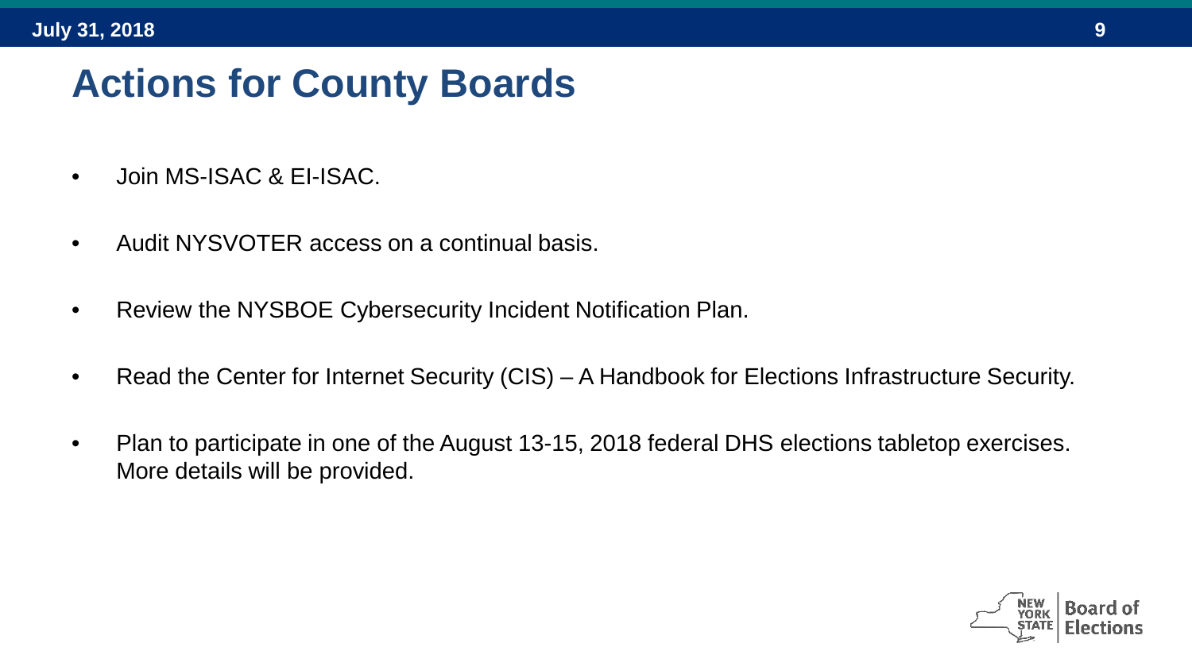# Actions for County Boards

- Join MS-ISAC & EI-ISAC.
- Audit NYSVOTER access on a continual basis.
- Review the NYSBOE Cybersecurity Incident Notification Plan.
- Read the Center for Internet Security (CIS) – A Handbook for Elections Infrastructure Security.
- Plan to participate in one of the August 13-15, 2018 federal DHS elections tabletop exercises. More details will be provided.